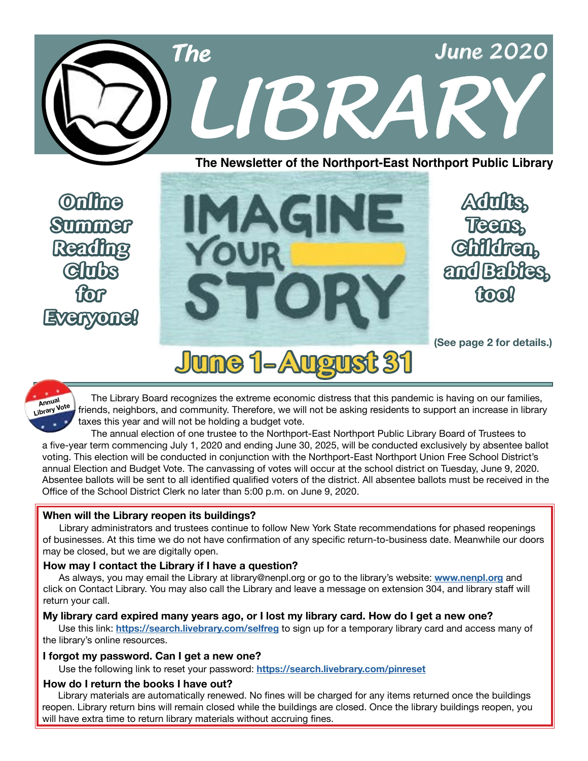# The LIBRARY

June 2020

**The Newsletter of the Northport-East Northport Public Library**

**Online Summer Reading Clubs for Everyone!**

**IMAGINE YOUR STORY**

**Adults, Teens, Children, and Babies, too!**

**(See page 2 for details.)**

**June 1–August 31**

---

Annual Library Vote

The Library Board recognizes the extreme economic distress that this pandemic is having on our families, friends, neighbors, and community. Therefore, we will not be asking residents to support an increase in library taxes this year and will not be holding a budget vote.

The annual election of one trustee to the Northport-East Northport Public Library Board of Trustees to a five-year term commencing July 1, 2020 and ending June 30, 2025, will be conducted exclusively by absentee ballot voting. This election will be conducted in conjunction with the Northport-East Northport Union Free School District's annual Election and Budget Vote. The canvassing of votes will occur at the school district on Tuesday, June 9, 2020. Absentee ballots will be sent to all identified qualified voters of the district. All absentee ballots must be received in the Office of the School District Clerk no later than 5:00 p.m. on June 9, 2020.

**When will the Library reopen its buildings?**

Library administrators and trustees continue to follow New York State recommendations for phased reopenings of businesses. At this time we do not have confirmation of any specific return-to-business date. Meanwhile our doors may be closed, but we are digitally open.

**How may I contact the Library if I have a question?**

As always, you may email the Library at library@nenpl.org or go to the library's website: **www.nenpl.org** and click on Contact Library. You may also call the Library and leave a message on extension 304, and library staff will return your call.

**My library card expired many years ago, or I lost my library card. How do I get a new one?**

Use this link: **https://search.livebrary.com/selfreg** to sign up for a temporary library card and access many of the library's online resources.

**I forgot my password. Can I get a new one?**

Use the following link to reset your password: **https://search.livebrary.com/pinreset**

**How do I return the books I have out?**

Library materials are automatically renewed. No fines will be charged for any items returned once the buildings reopen. Library return bins will remain closed while the buildings are closed. Once the library buildings reopen, you will have extra time to return library materials without accruing fines.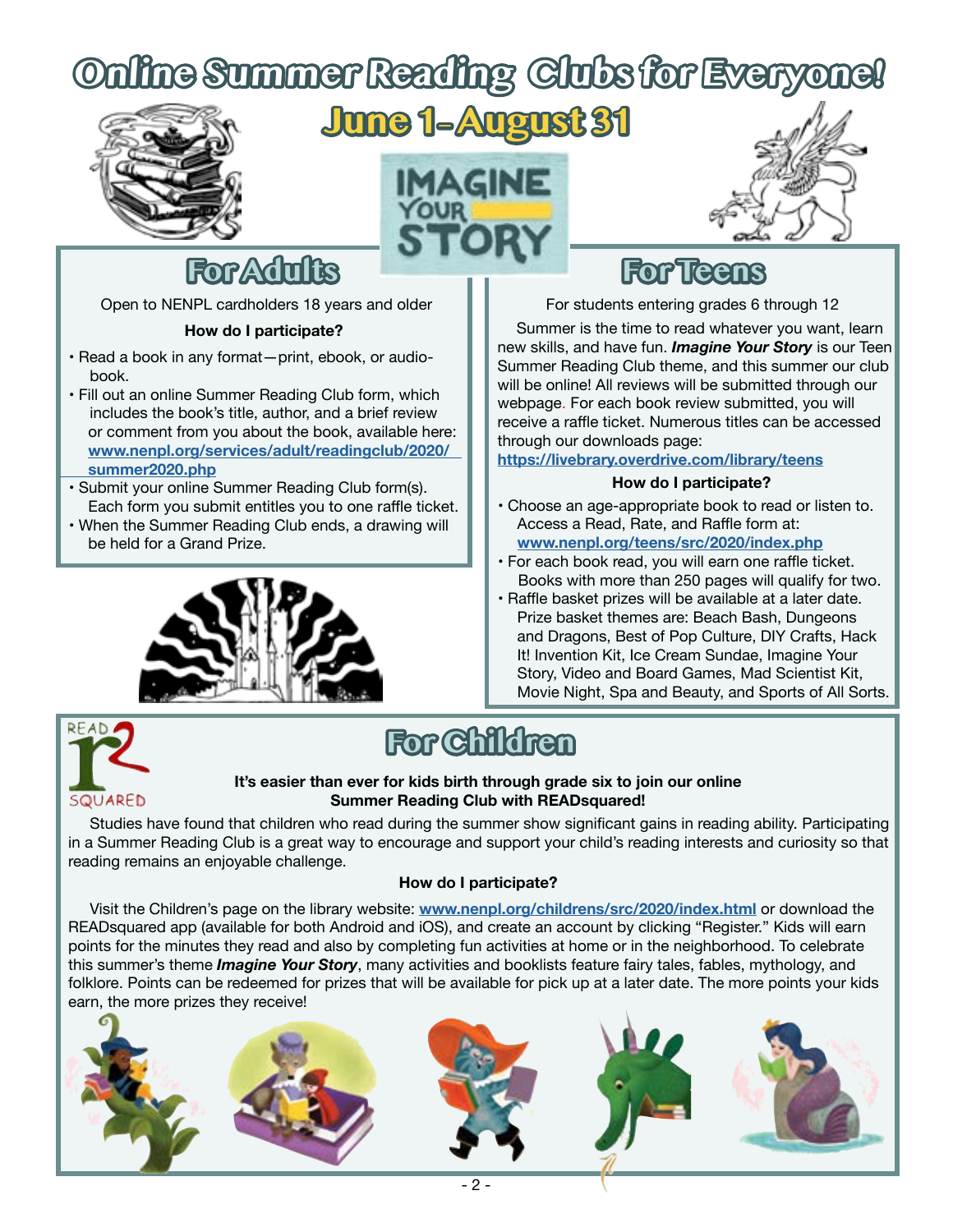# Online Summer Reading Clubs for Everyone!

## June 1–August 31

IMAGINE YOUR STORY

## For Adults

Open to NENPL cardholders 18 years and older

**How do I participate?**

- Read a book in any format—print, ebook, or audiobook.
- Fill out an online Summer Reading Club form, which includes the book's title, author, and a brief review or comment from you about the book, available here: www.nenpl.org/services/adult/readingclub/2020/summer2020.php
- Submit your online Summer Reading Club form(s). Each form you submit entitles you to one raffle ticket.
- When the Summer Reading Club ends, a drawing will be held for a Grand Prize.

## For Teens

For students entering grades 6 through 12

Summer is the time to read whatever you want, learn new skills, and have fun. ***Imagine Your Story*** is our Teen Summer Reading Club theme, and this summer our club will be online! All reviews will be submitted through our webpage. For each book review submitted, you will receive a raffle ticket. Numerous titles can be accessed through our downloads page: https://livebrary.overdrive.com/library/teens

**How do I participate?**

- Choose an age-appropriate book to read or listen to. Access a Read, Rate, and Raffle form at: www.nenpl.org/teens/src/2020/index.php
- For each book read, you will earn one raffle ticket. Books with more than 250 pages will qualify for two.
- Raffle basket prizes will be available at a later date. Prize basket themes are: Beach Bash, Dungeons and Dragons, Best of Pop Culture, DIY Crafts, Hack It! Invention Kit, Ice Cream Sundae, Imagine Your Story, Video and Board Games, Mad Scientist Kit, Movie Night, Spa and Beauty, and Sports of All Sorts.

## For Children

READ SQUARED

**It's easier than ever for kids birth through grade six to join our online Summer Reading Club with READsquared!**

Studies have found that children who read during the summer show significant gains in reading ability. Participating in a Summer Reading Club is a great way to encourage and support your child's reading interests and curiosity so that reading remains an enjoyable challenge.

**How do I participate?**

Visit the Children's page on the library website: www.nenpl.org/childrens/src/2020/index.html or download the READsquared app (available for both Android and iOS), and create an account by clicking "Register." Kids will earn points for the minutes they read and also by completing fun activities at home or in the neighborhood. To celebrate this summer's theme ***Imagine Your Story***, many activities and booklists feature fairy tales, fables, mythology, and folklore. Points can be redeemed for prizes that will be available for pick up at a later date. The more points your kids earn, the more prizes they receive!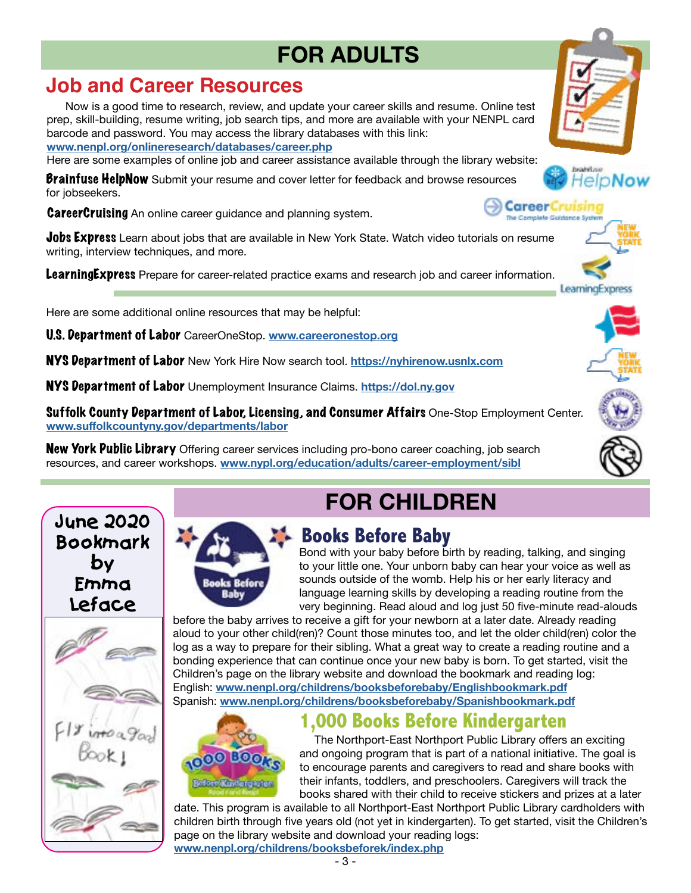# FOR ADULTS

## Job and Career Resources

Now is a good time to research, review, and update your career skills and resume. Online test prep, skill-building, resume writing, job search tips, and more are available with your NENPL card barcode and password. You may access the library databases with this link:
**www.nenpl.org/onlineresearch/databases/career.php**
Here are some examples of online job and career assistance available through the library website:

**Brainfuse HelpNow** Submit your resume and cover letter for feedback and browse resources for jobseekers.

**CareerCruising** An online career guidance and planning system.

**Jobs Express** Learn about jobs that are available in New York State. Watch video tutorials on resume writing, interview techniques, and more.

**LearningExpress** Prepare for career-related practice exams and research job and career information.

Here are some additional online resources that may be helpful:

**U.S. Department of Labor** CareerOneStop. **www.careeronestop.org**

**NYS Department of Labor** New York Hire Now search tool. **https://nyhirenow.usnlx.com**

**NYS Department of Labor** Unemployment Insurance Claims. **https://dol.ny.gov**

**Suffolk County Department of Labor, Licensing, and Consumer Affairs** One-Stop Employment Center. **www.suffolkcountyny.gov/departments/labor**

**New York Public Library** Offering career services including pro-bono career coaching, job search resources, and career workshops. **www.nypl.org/education/adults/career-employment/sibl**

# FOR CHILDREN

**June 2020 Bookmark by Emma Leface**

## Books Before Baby

Bond with your baby before birth by reading, talking, and singing to your little one. Your unborn baby can hear your voice as well as sounds outside of the womb. Help his or her early literacy and language learning skills by developing a reading routine from the very beginning. Read aloud and log just 50 five-minute read-alouds before the baby arrives to receive a gift for your newborn at a later date. Already reading aloud to your other child(ren)? Count those minutes too, and let the older child(ren) color the log as a way to prepare for their sibling. What a great way to create a reading routine and a bonding experience that can continue once your new baby is born. To get started, visit the Children's page on the library website and download the bookmark and reading log:
English: **www.nenpl.org/childrens/booksbeforebaby/Englishbookmark.pdf**
Spanish: **www.nenpl.org/childrens/booksbeforebaby/Spanishbookmark.pdf**

## 1,000 Books Before Kindergarten

The Northport-East Northport Public Library offers an exciting and ongoing program that is part of a national initiative. The goal is to encourage parents and caregivers to read and share books with their infants, toddlers, and preschoolers. Caregivers will track the books shared with their child to receive stickers and prizes at a later date. This program is available to all Northport-East Northport Public Library cardholders with children birth through five years old (not yet in kindergarten). To get started, visit the Children's page on the library website and download your reading logs:
**www.nenpl.org/childrens/booksbeforek/index.php**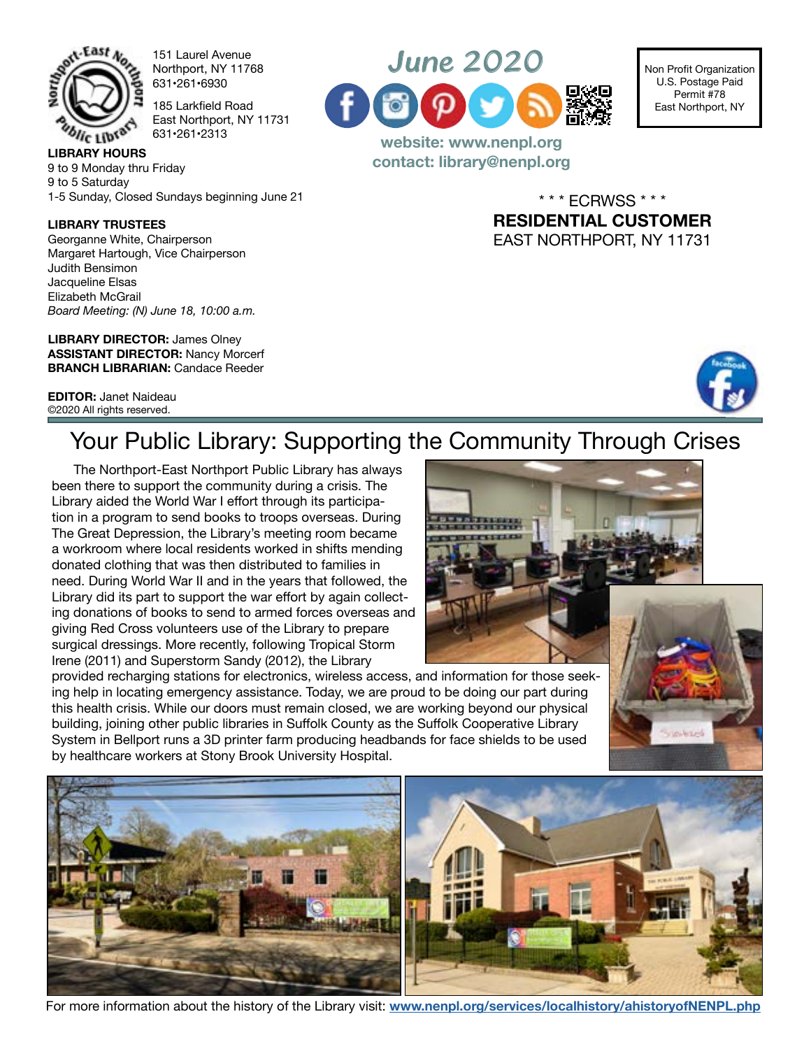151 Laurel Avenue
Northport, NY 11768
631•261•6930

185 Larkfield Road
East Northport, NY 11731
631•261•2313

**LIBRARY HOURS**
9 to 9 Monday thru Friday
9 to 5 Saturday
1-5 Sunday, Closed Sundays beginning June 21

**LIBRARY TRUSTEES**
Georganne White, Chairperson
Margaret Hartough, Vice Chairperson
Judith Bensimon
Jacqueline Elsas
Elizabeth McGrail
*Board Meeting: (N) June 18, 10:00 a.m.*

**LIBRARY DIRECTOR:** James Olney
**ASSISTANT DIRECTOR:** Nancy Morcerf
**BRANCH LIBRARIAN:** Candace Reeder

**EDITOR:** Janet Naideau
©2020 All rights reserved.

## June 2020

**website: www.nenpl.org**
**contact: library@nenpl.org**

Non Profit Organization
U.S. Postage Paid
Permit #78
East Northport, NY

\* \* \* ECRWSS \* \* \*
**RESIDENTIAL CUSTOMER**
EAST NORTHPORT, NY 11731

# Your Public Library: Supporting the Community Through Crises

The Northport-East Northport Public Library has always been there to support the community during a crisis. The Library aided the World War I effort through its participation in a program to send books to troops overseas. During The Great Depression, the Library's meeting room became a workroom where local residents worked in shifts mending donated clothing that was then distributed to families in need. During World War II and in the years that followed, the Library did its part to support the war effort by again collecting donations of books to send to armed forces overseas and giving Red Cross volunteers use of the Library to prepare surgical dressings. More recently, following Tropical Storm Irene (2011) and Superstorm Sandy (2012), the Library provided recharging stations for electronics, wireless access, and information for those seeking help in locating emergency assistance. Today, we are proud to be doing our part during this health crisis. While our doors must remain closed, we are working beyond our physical building, joining other public libraries in Suffolk County as the Suffolk Cooperative Library System in Bellport runs a 3D printer farm producing headbands for face shields to be used by healthcare workers at Stony Brook University Hospital.

For more information about the history of the Library visit: **www.nenpl.org/services/localhistory/ahistoryofNENPL.php**